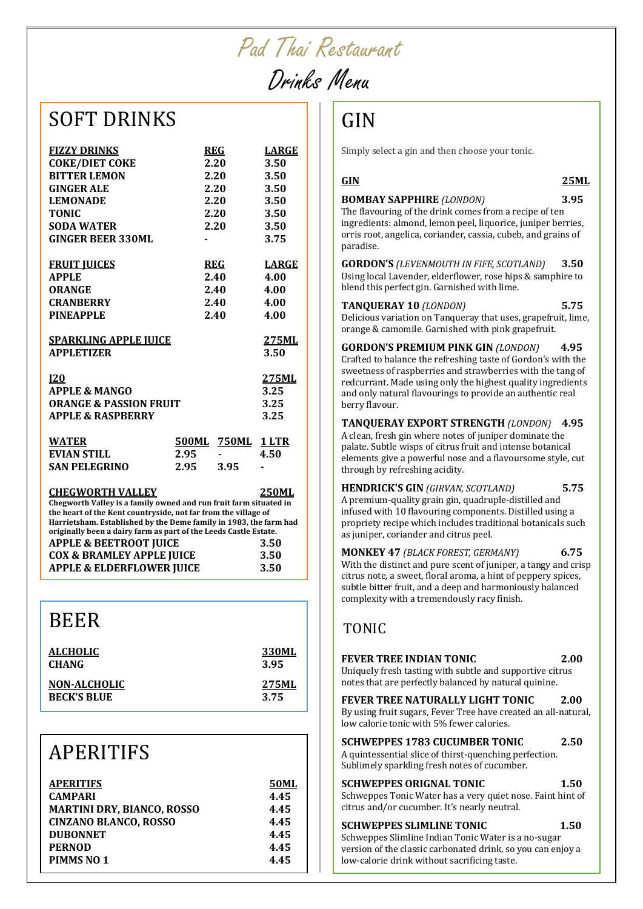# Pad Thai Restaurant

# Drinks Menu

## SOFT DRINKS

| FIZZY DRINKS | REG | LARGE |
|---|---|---|
| COKE/DIET COKE | 2.20 | 3.50 |
| BITTER LEMON | 2.20 | 3.50 |
| GINGER ALE | 2.20 | 3.50 |
| LEMONADE | 2.20 | 3.50 |
| TONIC | 2.20 | 3.50 |
| SODA WATER | 2.20 | 3.50 |
| GINGER BEER 330ML | - | 3.75 |

| FRUIT JUICES | REG | LARGE |
|---|---|---|
| APPLE | 2.40 | 4.00 |
| ORANGE | 2.40 | 4.00 |
| CRANBERRY | 2.40 | 4.00 |
| PINEAPPLE | 2.40 | 4.00 |

| SPARKLING APPLE JUICE | 275ML |
|---|---|
| APPLETIZER | 3.50 |

| J20 | 275ML |
|---|---|
| APPLE & MANGO | 3.25 |
| ORANGE & PASSION FRUIT | 3.25 |
| APPLE & RASPBERRY | 3.25 |

| WATER | 500ML | 750ML | 1 LTR |
|---|---|---|---|
| EVIAN STILL | 2.95 | - | 4.50 |
| SAN PELEGRINO | 2.95 | 3.95 | - |

**CHEGWORTH VALLEY** — **250ML**

**Chegworth Valley is a family owned and run fruit farm situated in the heart of the Kent countryside, not far from the village of Harrietsham. Established by the Deme family in 1983, the farm had originally been a dairy farm as part of the Leeds Castle Estate.**

| CHEGWORTH VALLEY | 250ML |
|---|---|
| APPLE & BEETROOT JUICE | 3.50 |
| COX & BRAMLEY APPLE JUICE | 3.50 |
| APPLE & ELDERFLOWER JUICE | 3.50 |

## BEER

| ALCHOLIC | 330ML |
|---|---|
| CHANG | 3.95 |

| NON-ALCHOLIC | 275ML |
|---|---|
| BECK'S BLUE | 3.75 |

## APERITIFS

| APERITIFS | 50ML |
|---|---|
| CAMPARI | 4.45 |
| MARTINI DRY, BIANCO, ROSSO | 4.45 |
| CINZANO BLANCO, ROSSO | 4.45 |
| DUBONNET | 4.45 |
| PERNOD | 4.45 |
| PIMMS NO 1 | 4.45 |

## GIN

Simply select a gin and then choose your tonic.

**GIN** — **25ML**

**BOMBAY SAPPHIRE** *(LONDON)* — **3.95**
The flavouring of the drink comes from a recipe of ten ingredients: almond, lemon peel, liquorice, juniper berries, orris root, angelica, coriander, cassia, cubeb, and grains of paradise.

**GORDON'S** *(LEVENMOUTH IN FIFE, SCOTLAND)* — **3.50**
Using local Lavender, elderflower, rose hips & samphire to blend this perfect gin. Garnished with lime.

**TANQUERAY 10** *(LONDON)* — **5.75**
Delicious variation on Tanqueray that uses, grapefruit, lime, orange & camomile. Garnished with pink grapefruit.

**GORDON'S PREMIUM PINK GIN** *(LONDON)* — **4.95**
Crafted to balance the refreshing taste of Gordon's with the sweetness of raspberries and strawberries with the tang of redcurrant. Made using only the highest quality ingredients and only natural flavourings to provide an authentic real berry flavour.

**TANQUERAY EXPORT STRENGTH** *(LONDON)* — **4.95**
A clean, fresh gin where notes of juniper dominate the palate. Subtle wisps of citrus fruit and intense botanical elements give a powerful nose and a flavoursome style, cut through by refreshing acidity.

**HENDRICK'S GIN** *(GIRVAN, SCOTLAND)* — **5.75**
A premium-quality grain gin, quadruple-distilled and infused with 10 flavouring components. Distilled using a propriety recipe which includes traditional botanicals such as juniper, coriander and citrus peel.

**MONKEY 47** *(BLACK FOREST, GERMANY)* — **6.75**
With the distinct and pure scent of juniper, a tangy and crisp citrus note, a sweet, floral aroma, a hint of peppery spices, subtle bitter fruit, and a deep and harmoniously balanced complexity with a tremendously racy finish.

## TONIC

**FEVER TREE INDIAN TONIC** — **2.00**
Uniquely fresh tasting with subtle and supportive citrus notes that are perfectly balanced by natural quinine.

**FEVER TREE NATURALLY LIGHT TONIC** — **2.00**
By using fruit sugars, Fever Tree have created an all-natural, low calorie tonic with 5% fewer calories.

**SCHWEPPES 1783 CUCUMBER TONIC** — **2.50**
A quintessential slice of thirst-quenching perfection. Sublimely sparkling fresh notes of cucumber.

**SCHWEPPES ORIGNAL TONIC** — **1.50**
Schweppes Tonic Water has a very quiet nose. Faint hint of citrus and/or cucumber. It's nearly neutral.

**SCHWEPPES SLIMLINE TONIC** — **1.50**
Schweppes Slimline Indian Tonic Water is a no-sugar version of the classic carbonated drink, so you can enjoy a low-calorie drink without sacrificing taste.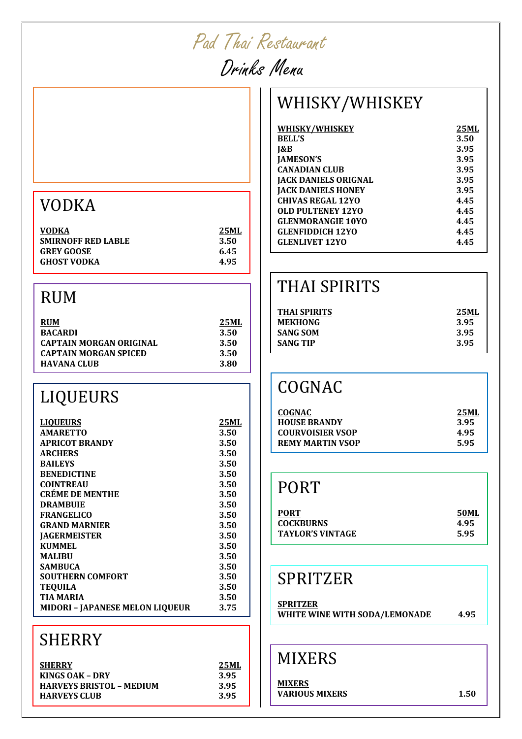# Pad Thai Restaurant

## Drinks Menu

## VODKA

| VODKA | 25ML |
|---|---|
| SMIRNOFF RED LABLE | 3.50 |
| GREY GOOSE | 6.45 |
| GHOST VODKA | 4.95 |

## RUM

| RUM | 25ML |
|---|---|
| BACARDI | 3.50 |
| CAPTAIN MORGAN ORIGINAL | 3.50 |
| CAPTAIN MORGAN SPICED | 3.50 |
| HAVANA CLUB | 3.80 |

## LIQUEURS

| LIQUEURS | 25ML |
|---|---|
| AMARETTO | 3.50 |
| APRICOT BRANDY | 3.50 |
| ARCHERS | 3.50 |
| BAILEYS | 3.50 |
| BENEDICTINE | 3.50 |
| COINTREAU | 3.50 |
| CRÉME DE MENTHE | 3.50 |
| DRAMBUIE | 3.50 |
| FRANGELICO | 3.50 |
| GRAND MARNIER | 3.50 |
| JAGERMEISTER | 3.50 |
| KUMMEL | 3.50 |
| MALIBU | 3.50 |
| SAMBUCA | 3.50 |
| SOUTHERN COMFORT | 3.50 |
| TEQUILA | 3.50 |
| TIA MARIA | 3.50 |
| MIDORI – JAPANESE MELON LIQUEUR | 3.75 |

## SHERRY

| SHERRY | 25ML |
|---|---|
| KINGS OAK – DRY | 3.95 |
| HARVEYS BRISTOL – MEDIUM | 3.95 |
| HARVEYS CLUB | 3.95 |

## WHISKY/WHISKEY

| WHISKY/WHISKEY | 25ML |
|---|---|
| BELL'S | 3.50 |
| J&B | 3.95 |
| JAMESON'S | 3.95 |
| CANADIAN CLUB | 3.95 |
| JACK DANIELS ORIGNAL | 3.95 |
| JACK DANIELS HONEY | 3.95 |
| CHIVAS REGAL 12YO | 4.45 |
| OLD PULTENEY 12YO | 4.45 |
| GLENMORANGIE 10YO | 4.45 |
| GLENFIDDICH 12YO | 4.45 |
| GLENLIVET 12YO | 4.45 |

## THAI SPIRITS

| THAI SPIRITS | 25ML |
|---|---|
| MEKHONG | 3.95 |
| SANG SOM | 3.95 |
| SANG TIP | 3.95 |

## COGNAC

| COGNAC | 25ML |
|---|---|
| HOUSE BRANDY | 3.95 |
| COURVOISIER VSOP | 4.95 |
| REMY MARTIN VSOP | 5.95 |

## PORT

| PORT | 50ML |
|---|---|
| COCKBURNS | 4.95 |
| TAYLOR'S VINTAGE | 5.95 |

## SPRITZER

| SPRITZER | |
|---|---|
| WHITE WINE WITH SODA/LEMONADE | 4.95 |

## MIXERS

| MIXERS | |
|---|---|
| VARIOUS MIXERS | 1.50 |